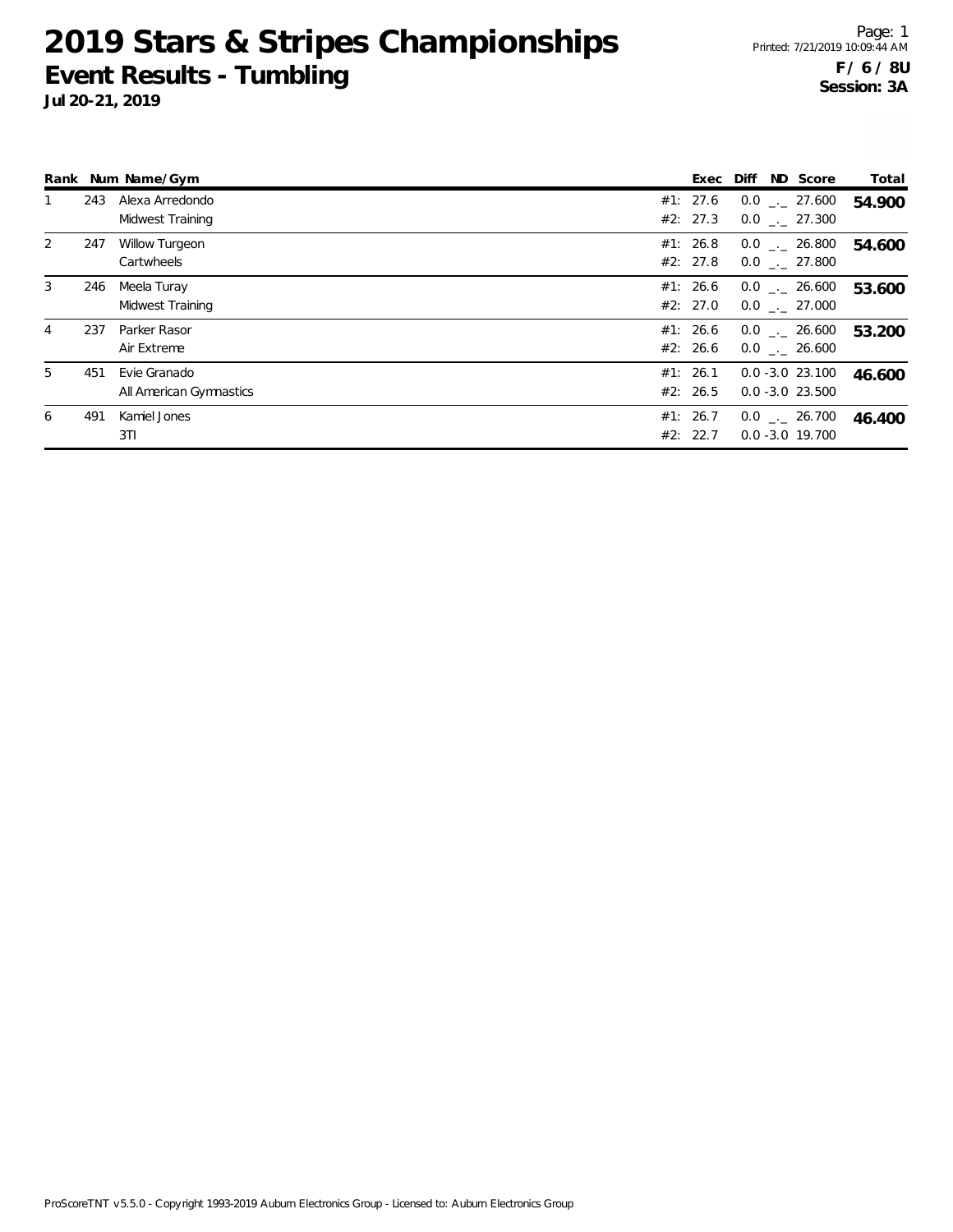# 2019 Stars & Stripes Championships

## Event Results - Tumbling

**Jul 20-21, 2019**

Page: 1
Printed: 7/21/2019 10:09:44 AM

**F / 6 / 8U**
**Session: 3A**

| Rank | Num | Name/Gym | | Exec | Diff | ND | Score | Total |
|---|---|---|---|---|---|---|---|---|
| 1 | 243 | Alexa Arredondo | #1: | 27.6 | 0.0 | _._ | 27.600 | **54.900** |
| | | Midwest Training | #2: | 27.3 | 0.0 | _._ | 27.300 | |
| 2 | 247 | Willow Turgeon | #1: | 26.8 | 0.0 | _._ | 26.800 | **54.600** |
| | | Cartwheels | #2: | 27.8 | 0.0 | _._ | 27.800 | |
| 3 | 246 | Meela Turay | #1: | 26.6 | 0.0 | _._ | 26.600 | **53.600** |
| | | Midwest Training | #2: | 27.0 | 0.0 | _._ | 27.000 | |
| 4 | 237 | Parker Rasor | #1: | 26.6 | 0.0 | _._ | 26.600 | **53.200** |
| | | Air Extreme | #2: | 26.6 | 0.0 | _._ | 26.600 | |
| 5 | 451 | Evie Granado | #1: | 26.1 | 0.0 | -3.0 | 23.100 | **46.600** |
| | | All American Gymnastics | #2: | 26.5 | 0.0 | -3.0 | 23.500 | |
| 6 | 491 | Kamiel Jones | #1: | 26.7 | 0.0 | _._ | 26.700 | **46.400** |
| | | 3TI | #2: | 22.7 | 0.0 | -3.0 | 19.700 | |

ProScoreTNT v5.5.0 - Copyright 1993-2019 Auburn Electronics Group - Licensed to: Auburn Electronics Group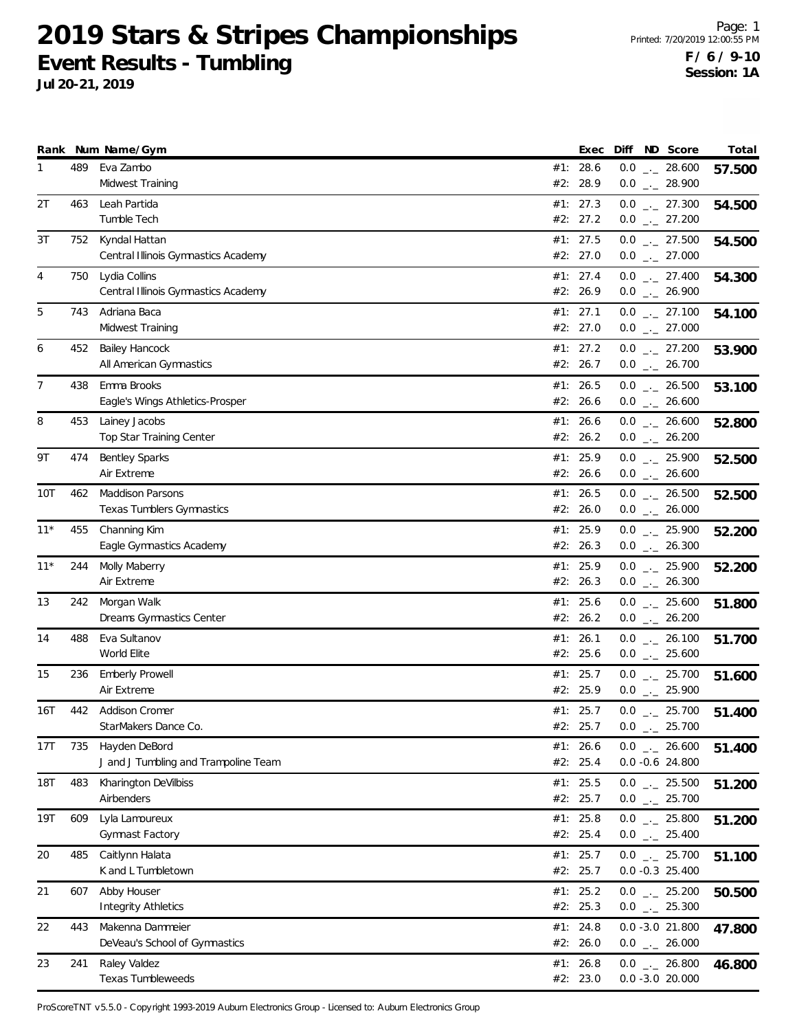# 2019 Stars & Stripes Championships

## Event Results - Tumbling

**Jul 20-21, 2019**

**F / 6 / 9-10**
**Session: 1A**

| Rank | Num | Name/Gym | | Exec | Diff | ND | Score | Total |
|---|---|---|---|---|---|---|---|---|
| 1 | 489 | Eva Zambo | #1: | 28.6 | 0.0 | _._ | 28.600 | **57.500** |
| | | Midwest Training | #2: | 28.9 | 0.0 | _._ | 28.900 | |
| 2T | 463 | Leah Partida | #1: | 27.3 | 0.0 | _._ | 27.300 | **54.500** |
| | | Tumble Tech | #2: | 27.2 | 0.0 | _._ | 27.200 | |
| 3T | 752 | Kyndal Hattan | #1: | 27.5 | 0.0 | _._ | 27.500 | **54.500** |
| | | Central Illinois Gymnastics Academy | #2: | 27.0 | 0.0 | _._ | 27.000 | |
| 4 | 750 | Lydia Collins | #1: | 27.4 | 0.0 | _._ | 27.400 | **54.300** |
| | | Central Illinois Gymnastics Academy | #2: | 26.9 | 0.0 | _._ | 26.900 | |
| 5 | 743 | Adriana Baca | #1: | 27.1 | 0.0 | _._ | 27.100 | **54.100** |
| | | Midwest Training | #2: | 27.0 | 0.0 | _._ | 27.000 | |
| 6 | 452 | Bailey Hancock | #1: | 27.2 | 0.0 | _._ | 27.200 | **53.900** |
| | | All American Gymnastics | #2: | 26.7 | 0.0 | _._ | 26.700 | |
| 7 | 438 | Emma Brooks | #1: | 26.5 | 0.0 | _._ | 26.500 | **53.100** |
| | | Eagle's Wings Athletics-Prosper | #2: | 26.6 | 0.0 | _._ | 26.600 | |
| 8 | 453 | Lainey Jacobs | #1: | 26.6 | 0.0 | _._ | 26.600 | **52.800** |
| | | Top Star Training Center | #2: | 26.2 | 0.0 | _._ | 26.200 | |
| 9T | 474 | Bentley Sparks | #1: | 25.9 | 0.0 | _._ | 25.900 | **52.500** |
| | | Air Extreme | #2: | 26.6 | 0.0 | _._ | 26.600 | |
| 10T | 462 | Maddison Parsons | #1: | 26.5 | 0.0 | _._ | 26.500 | **52.500** |
| | | Texas Tumblers Gymnastics | #2: | 26.0 | 0.0 | _._ | 26.000 | |
| 11* | 455 | Channing Kim | #1: | 25.9 | 0.0 | _._ | 25.900 | **52.200** |
| | | Eagle Gymnastics Academy | #2: | 26.3 | 0.0 | _._ | 26.300 | |
| 11* | 244 | Molly Maberry | #1: | 25.9 | 0.0 | _._ | 25.900 | **52.200** |
| | | Air Extreme | #2: | 26.3 | 0.0 | _._ | 26.300 | |
| 13 | 242 | Morgan Walk | #1: | 25.6 | 0.0 | _._ | 25.600 | **51.800** |
| | | Dreams Gymnastics Center | #2: | 26.2 | 0.0 | _._ | 26.200 | |
| 14 | 488 | Eva Sultanov | #1: | 26.1 | 0.0 | _._ | 26.100 | **51.700** |
| | | World Elite | #2: | 25.6 | 0.0 | _._ | 25.600 | |
| 15 | 236 | Emberly Prowell | #1: | 25.7 | 0.0 | _._ | 25.700 | **51.600** |
| | | Air Extreme | #2: | 25.9 | 0.0 | _._ | 25.900 | |
| 16T | 442 | Addison Cromer | #1: | 25.7 | 0.0 | _._ | 25.700 | **51.400** |
| | | StarMakers Dance Co. | #2: | 25.7 | 0.0 | _._ | 25.700 | |
| 17T | 735 | Hayden DeBord | #1: | 26.6 | 0.0 | _._ | 26.600 | **51.400** |
| | | J and J Tumbling and Trampoline Team | #2: | 25.4 | 0.0 | -0.6 | 24.800 | |
| 18T | 483 | Kharington DeVilbiss | #1: | 25.5 | 0.0 | _._ | 25.500 | **51.200** |
| | | Airbenders | #2: | 25.7 | 0.0 | _._ | 25.700 | |
| 19T | 609 | Lyla Lamoureux | #1: | 25.8 | 0.0 | _._ | 25.800 | **51.200** |
| | | Gymnast Factory | #2: | 25.4 | 0.0 | _._ | 25.400 | |
| 20 | 485 | Caitlynn Halata | #1: | 25.7 | 0.0 | _._ | 25.700 | **51.100** |
| | | K and L Tumbletown | #2: | 25.7 | 0.0 | -0.3 | 25.400 | |
| 21 | 607 | Abby Houser | #1: | 25.2 | 0.0 | _._ | 25.200 | **50.500** |
| | | Integrity Athletics | #2: | 25.3 | 0.0 | _._ | 25.300 | |
| 22 | 443 | Makenna Dammeier | #1: | 24.8 | 0.0 | -3.0 | 21.800 | **47.800** |
| | | DeVeau's School of Gymnastics | #2: | 26.0 | 0.0 | _._ | 26.000 | |
| 23 | 241 | Raley Valdez | #1: | 26.8 | 0.0 | _._ | 26.800 | **46.800** |
| | | Texas Tumbleweeds | #2: | 23.0 | 0.0 | -3.0 | 20.000 | |

ProScoreTNT v5.5.0 - Copyright 1993-2019 Auburn Electronics Group - Licensed to: Auburn Electronics Group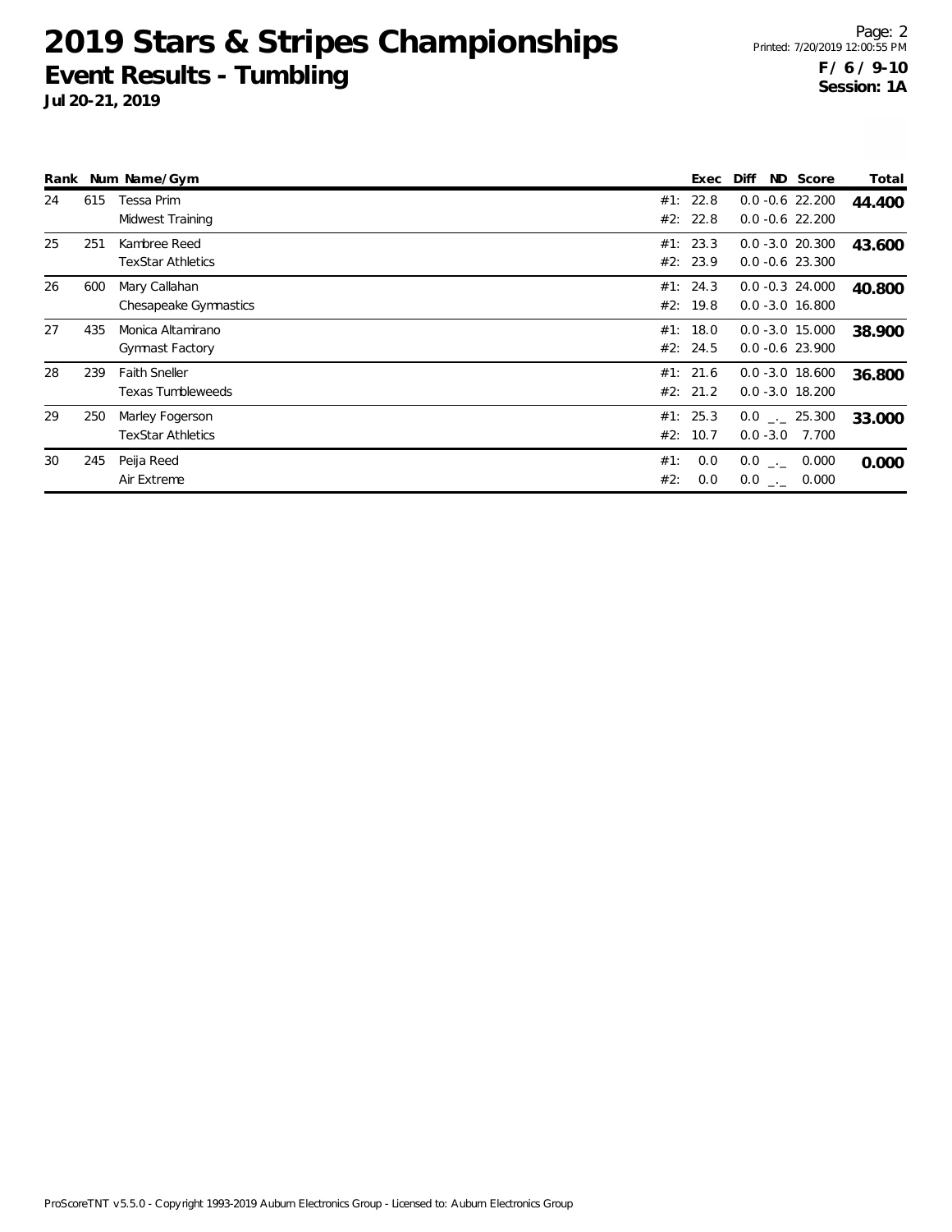# 2019 Stars & Stripes Championships

## Event Results - Tumbling

**Jul 20-21, 2019**

**F / 6 / 9-10**
**Session: 1A**

| Rank | Num | Name/Gym | | Exec | Diff | ND | Score | Total |
|---|---|---|---|---|---|---|---|---|
| 24 | 615 | Tessa Prim | #1: | 22.8 | 0.0 | -0.6 | 22.200 | **44.400** |
| | | Midwest Training | #2: | 22.8 | 0.0 | -0.6 | 22.200 | |
| 25 | 251 | Kambree Reed | #1: | 23.3 | 0.0 | -3.0 | 20.300 | **43.600** |
| | | TexStar Athletics | #2: | 23.9 | 0.0 | -0.6 | 23.300 | |
| 26 | 600 | Mary Callahan | #1: | 24.3 | 0.0 | -0.3 | 24.000 | **40.800** |
| | | Chesapeake Gymnastics | #2: | 19.8 | 0.0 | -3.0 | 16.800 | |
| 27 | 435 | Monica Altamirano | #1: | 18.0 | 0.0 | -3.0 | 15.000 | **38.900** |
| | | Gymnast Factory | #2: | 24.5 | 0.0 | -0.6 | 23.900 | |
| 28 | 239 | Faith Sneller | #1: | 21.6 | 0.0 | -3.0 | 18.600 | **36.800** |
| | | Texas Tumbleweeds | #2: | 21.2 | 0.0 | -3.0 | 18.200 | |
| 29 | 250 | Marley Fogerson | #1: | 25.3 | 0.0 | _._ | 25.300 | **33.000** |
| | | TexStar Athletics | #2: | 10.7 | 0.0 | -3.0 | 7.700 | |
| 30 | 245 | Peija Reed | #1: | 0.0 | 0.0 | _._ | 0.000 | **0.000** |
| | | Air Extreme | #2: | 0.0 | 0.0 | _._ | 0.000 | |

ProScoreTNT v5.5.0 - Copyright 1993-2019 Auburn Electronics Group - Licensed to: Auburn Electronics Group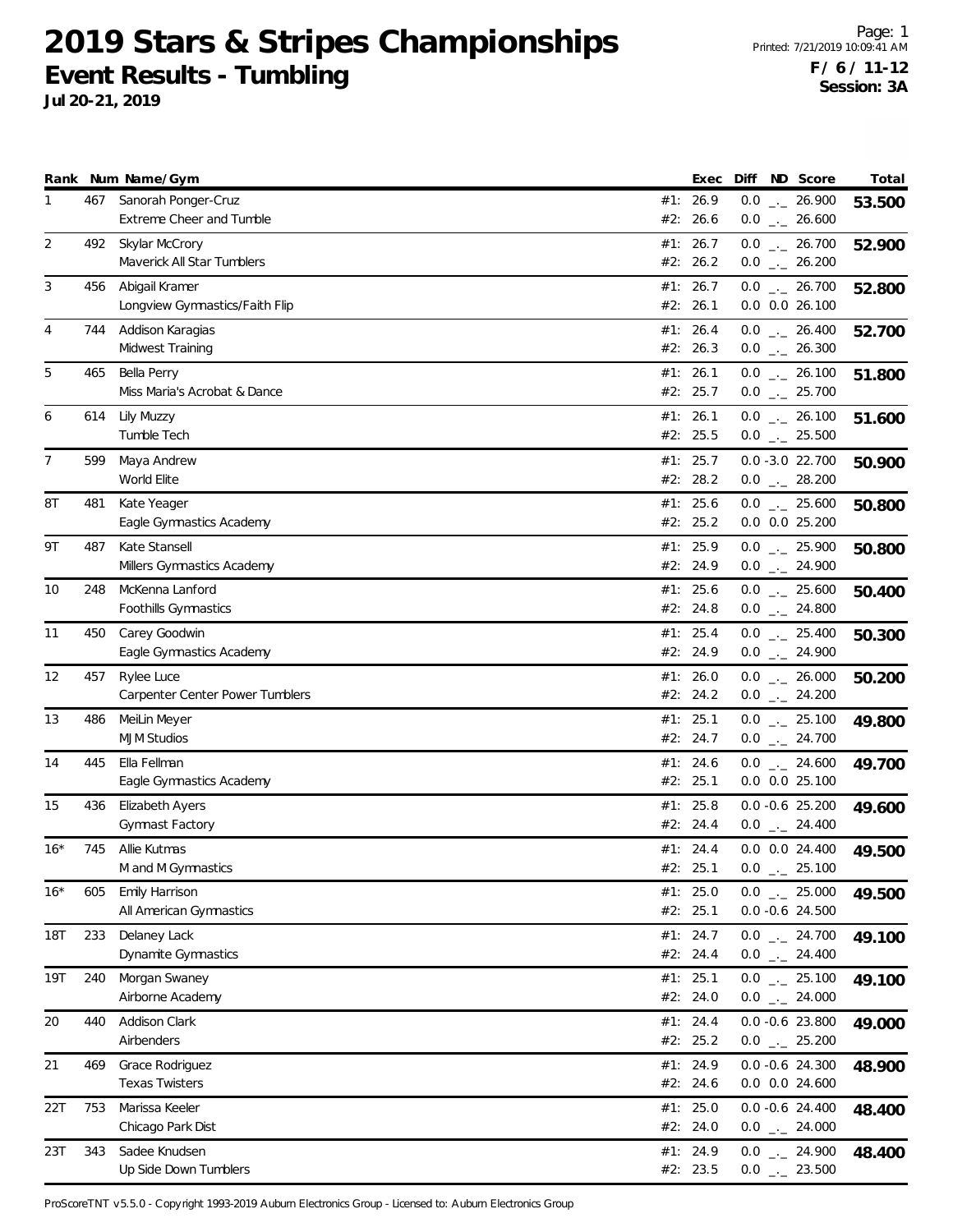# 2019 Stars & Stripes Championships

## Event Results - Tumbling

**Jul 20-21, 2019**

Printed: 7/21/2019 10:09:41 AM

**F / 6 / 11-12**
**Session: 3A**

| Rank | Num | Name/Gym | Exec | Diff | ND | Score | Total |
|---|---|---|---|---|---|---|---|
| 1 | 467 | Sanorah Ponger-Cruz<br>Extreme Cheer and Tumble | #1: 26.9<br>#2: 26.6 | 0.0<br>0.0 | _._<br>_._ | 26.900<br>26.600 | **53.500** |
| 2 | 492 | Skylar McCrory<br>Maverick All Star Tumblers | #1: 26.7<br>#2: 26.2 | 0.0<br>0.0 | _._<br>_._ | 26.700<br>26.200 | **52.900** |
| 3 | 456 | Abigail Kramer<br>Longview Gymnastics/Faith Flip | #1: 26.7<br>#2: 26.1 | 0.0<br>0.0 | _._<br>0.0 | 26.700<br>26.100 | **52.800** |
| 4 | 744 | Addison Karagias<br>Midwest Training | #1: 26.4<br>#2: 26.3 | 0.0<br>0.0 | _._<br>_._ | 26.400<br>26.300 | **52.700** |
| 5 | 465 | Bella Perry<br>Miss Maria's Acrobat & Dance | #1: 26.1<br>#2: 25.7 | 0.0<br>0.0 | _._<br>_._ | 26.100<br>25.700 | **51.800** |
| 6 | 614 | Lily Muzzy<br>Tumble Tech | #1: 26.1<br>#2: 25.5 | 0.0<br>0.0 | _._<br>_._ | 26.100<br>25.500 | **51.600** |
| 7 | 599 | Maya Andrew<br>World Elite | #1: 25.7<br>#2: 28.2 | 0.0<br>0.0 | -3.0<br>_._ | 22.700<br>28.200 | **50.900** |
| 8T | 481 | Kate Yeager<br>Eagle Gymnastics Academy | #1: 25.6<br>#2: 25.2 | 0.0<br>0.0 | _._<br>0.0 | 25.600<br>25.200 | **50.800** |
| 9T | 487 | Kate Stansell<br>Millers Gymnastics Academy | #1: 25.9<br>#2: 24.9 | 0.0<br>0.0 | _._<br>_._ | 25.900<br>24.900 | **50.800** |
| 10 | 248 | McKenna Lanford<br>Foothills Gymnastics | #1: 25.6<br>#2: 24.8 | 0.0<br>0.0 | _._<br>_._ | 25.600<br>24.800 | **50.400** |
| 11 | 450 | Carey Goodwin<br>Eagle Gymnastics Academy | #1: 25.4<br>#2: 24.9 | 0.0<br>0.0 | _._<br>_._ | 25.400<br>24.900 | **50.300** |
| 12 | 457 | Rylee Luce<br>Carpenter Center Power Tumblers | #1: 26.0<br>#2: 24.2 | 0.0<br>0.0 | _._<br>_._ | 26.000<br>24.200 | **50.200** |
| 13 | 486 | MeiLin Meyer<br>MJM Studios | #1: 25.1<br>#2: 24.7 | 0.0<br>0.0 | _._<br>_._ | 25.100<br>24.700 | **49.800** |
| 14 | 445 | Ella Fellman<br>Eagle Gymnastics Academy | #1: 24.6<br>#2: 25.1 | 0.0<br>0.0 | _._<br>0.0 | 24.600<br>25.100 | **49.700** |
| 15 | 436 | Elizabeth Ayers<br>Gymnast Factory | #1: 25.8<br>#2: 24.4 | 0.0<br>0.0 | -0.6<br>_._ | 25.200<br>24.400 | **49.600** |
| 16* | 745 | Allie Kutmas<br>M and M Gymnastics | #1: 24.4<br>#2: 25.1 | 0.0<br>0.0 | 0.0<br>_._ | 24.400<br>25.100 | **49.500** |
| 16* | 605 | Emily Harrison<br>All American Gymnastics | #1: 25.0<br>#2: 25.1 | 0.0<br>0.0 | _._<br>-0.6 | 25.000<br>24.500 | **49.500** |
| 18T | 233 | Delaney Lack<br>Dynamite Gymnastics | #1: 24.7<br>#2: 24.4 | 0.0<br>0.0 | _._<br>_._ | 24.700<br>24.400 | **49.100** |
| 19T | 240 | Morgan Swaney<br>Airborne Academy | #1: 25.1<br>#2: 24.0 | 0.0<br>0.0 | _._<br>_._ | 25.100<br>24.000 | **49.100** |
| 20 | 440 | Addison Clark<br>Airbenders | #1: 24.4<br>#2: 25.2 | 0.0<br>0.0 | -0.6<br>_._ | 23.800<br>25.200 | **49.000** |
| 21 | 469 | Grace Rodriguez<br>Texas Twisters | #1: 24.9<br>#2: 24.6 | 0.0<br>0.0 | -0.6<br>0.0 | 24.300<br>24.600 | **48.900** |
| 22T | 753 | Marissa Keeler<br>Chicago Park Dist | #1: 25.0<br>#2: 24.0 | 0.0<br>0.0 | -0.6<br>_._ | 24.400<br>24.000 | **48.400** |
| 23T | 343 | Sadee Knudsen<br>Up Side Down Tumblers | #1: 24.9<br>#2: 23.5 | 0.0<br>0.0 | _._<br>_._ | 24.900<br>23.500 | **48.400** |

ProScoreTNT v5.5.0 - Copyright 1993-2019 Auburn Electronics Group - Licensed to: Auburn Electronics Group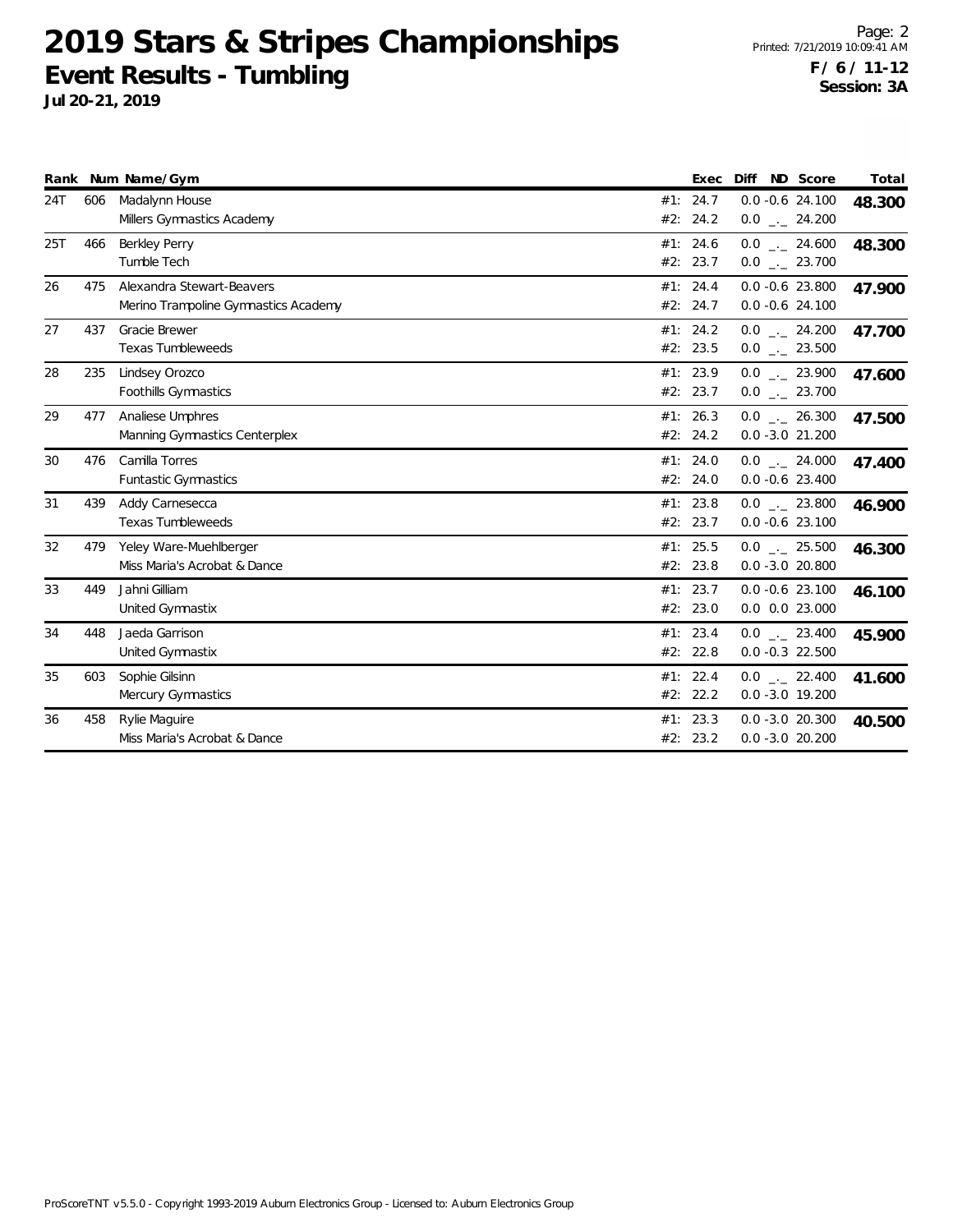# 2019 Stars & Stripes Championships

## Event Results - Tumbling

**Jul 20-21, 2019**

**F / 6 / 11-12**
**Session: 3A**

| Rank | Num | Name/Gym | | Exec | Diff | ND | Score | Total |
|---|---|---|---|---|---|---|---|---|
| 24T | 606 | Madalynn House | #1: | 24.7 | 0.0 | -0.6 | 24.100 | **48.300** |
| | | Millers Gymnastics Academy | #2: | 24.2 | 0.0 | _._ | 24.200 | |
| 25T | 466 | Berkley Perry | #1: | 24.6 | 0.0 | _._ | 24.600 | **48.300** |
| | | Tumble Tech | #2: | 23.7 | 0.0 | _._ | 23.700 | |
| 26 | 475 | Alexandra Stewart-Beavers | #1: | 24.4 | 0.0 | -0.6 | 23.800 | **47.900** |
| | | Merino Trampoline Gymnastics Academy | #2: | 24.7 | 0.0 | -0.6 | 24.100 | |
| 27 | 437 | Gracie Brewer | #1: | 24.2 | 0.0 | _._ | 24.200 | **47.700** |
| | | Texas Tumbleweeds | #2: | 23.5 | 0.0 | _._ | 23.500 | |
| 28 | 235 | Lindsey Orozco | #1: | 23.9 | 0.0 | _._ | 23.900 | **47.600** |
| | | Foothills Gymnastics | #2: | 23.7 | 0.0 | _._ | 23.700 | |
| 29 | 477 | Analiese Umphres | #1: | 26.3 | 0.0 | _._ | 26.300 | **47.500** |
| | | Manning Gymnastics Centerplex | #2: | 24.2 | 0.0 | -3.0 | 21.200 | |
| 30 | 476 | Camilla Torres | #1: | 24.0 | 0.0 | _._ | 24.000 | **47.400** |
| | | Funtastic Gymnastics | #2: | 24.0 | 0.0 | -0.6 | 23.400 | |
| 31 | 439 | Addy Carnesecca | #1: | 23.8 | 0.0 | _._ | 23.800 | **46.900** |
| | | Texas Tumbleweeds | #2: | 23.7 | 0.0 | -0.6 | 23.100 | |
| 32 | 479 | Yeley Ware-Muehlberger | #1: | 25.5 | 0.0 | _._ | 25.500 | **46.300** |
| | | Miss Maria's Acrobat & Dance | #2: | 23.8 | 0.0 | -3.0 | 20.800 | |
| 33 | 449 | Jahni Gilliam | #1: | 23.7 | 0.0 | -0.6 | 23.100 | **46.100** |
| | | United Gymnastix | #2: | 23.0 | 0.0 | 0.0 | 23.000 | |
| 34 | 448 | Jaeda Garrison | #1: | 23.4 | 0.0 | _._ | 23.400 | **45.900** |
| | | United Gymnastix | #2: | 22.8 | 0.0 | -0.3 | 22.500 | |
| 35 | 603 | Sophie Gilsinn | #1: | 22.4 | 0.0 | _._ | 22.400 | **41.600** |
| | | Mercury Gymnastics | #2: | 22.2 | 0.0 | -3.0 | 19.200 | |
| 36 | 458 | Rylie Maguire | #1: | 23.3 | 0.0 | -3.0 | 20.300 | **40.500** |
| | | Miss Maria's Acrobat & Dance | #2: | 23.2 | 0.0 | -3.0 | 20.200 | |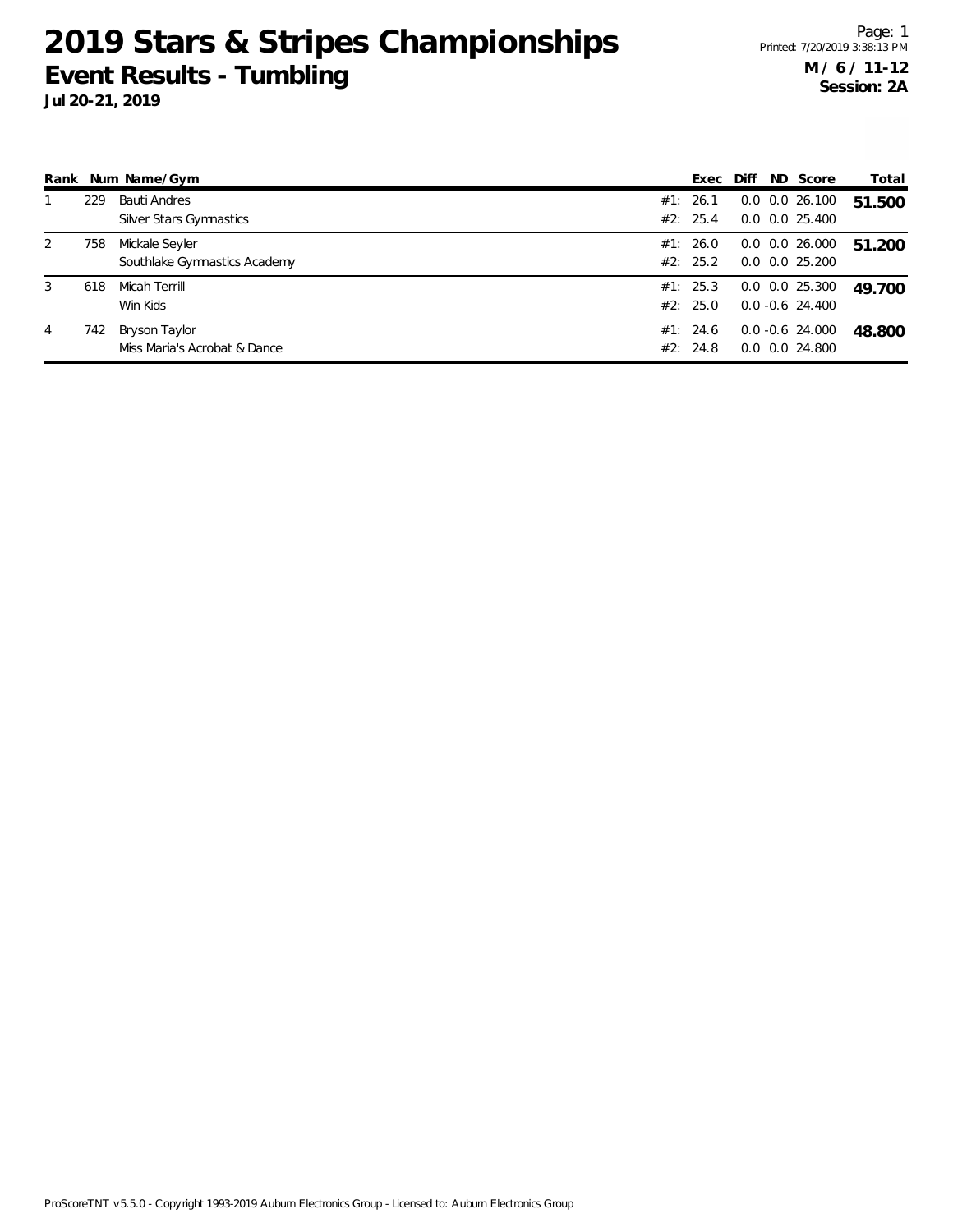# 2019 Stars & Stripes Championships

## Event Results - Tumbling

**Jul 20-21, 2019**

Printed: 7/20/2019 3:38:13 PM

**M / 6 / 11-12**
**Session: 2A**

| Rank | Num | Name/Gym | | Exec | Diff | ND | Score | Total |
|---|---|---|---|---|---|---|---|---|
| 1 | 229 | Bauti Andres | #1: | 26.1 | 0.0 | 0.0 | 26.100 | **51.500** |
| | | Silver Stars Gymnastics | #2: | 25.4 | 0.0 | 0.0 | 25.400 | |
| 2 | 758 | Mickale Seyler | #1: | 26.0 | 0.0 | 0.0 | 26.000 | **51.200** |
| | | Southlake Gymnastics Academy | #2: | 25.2 | 0.0 | 0.0 | 25.200 | |
| 3 | 618 | Micah Terrill | #1: | 25.3 | 0.0 | 0.0 | 25.300 | **49.700** |
| | | Win Kids | #2: | 25.0 | 0.0 | -0.6 | 24.400 | |
| 4 | 742 | Bryson Taylor | #1: | 24.6 | 0.0 | -0.6 | 24.000 | **48.800** |
| | | Miss Maria's Acrobat & Dance | #2: | 24.8 | 0.0 | 0.0 | 24.800 | |

ProScoreTNT v5.5.0 - Copyright 1993-2019 Auburn Electronics Group - Licensed to: Auburn Electronics Group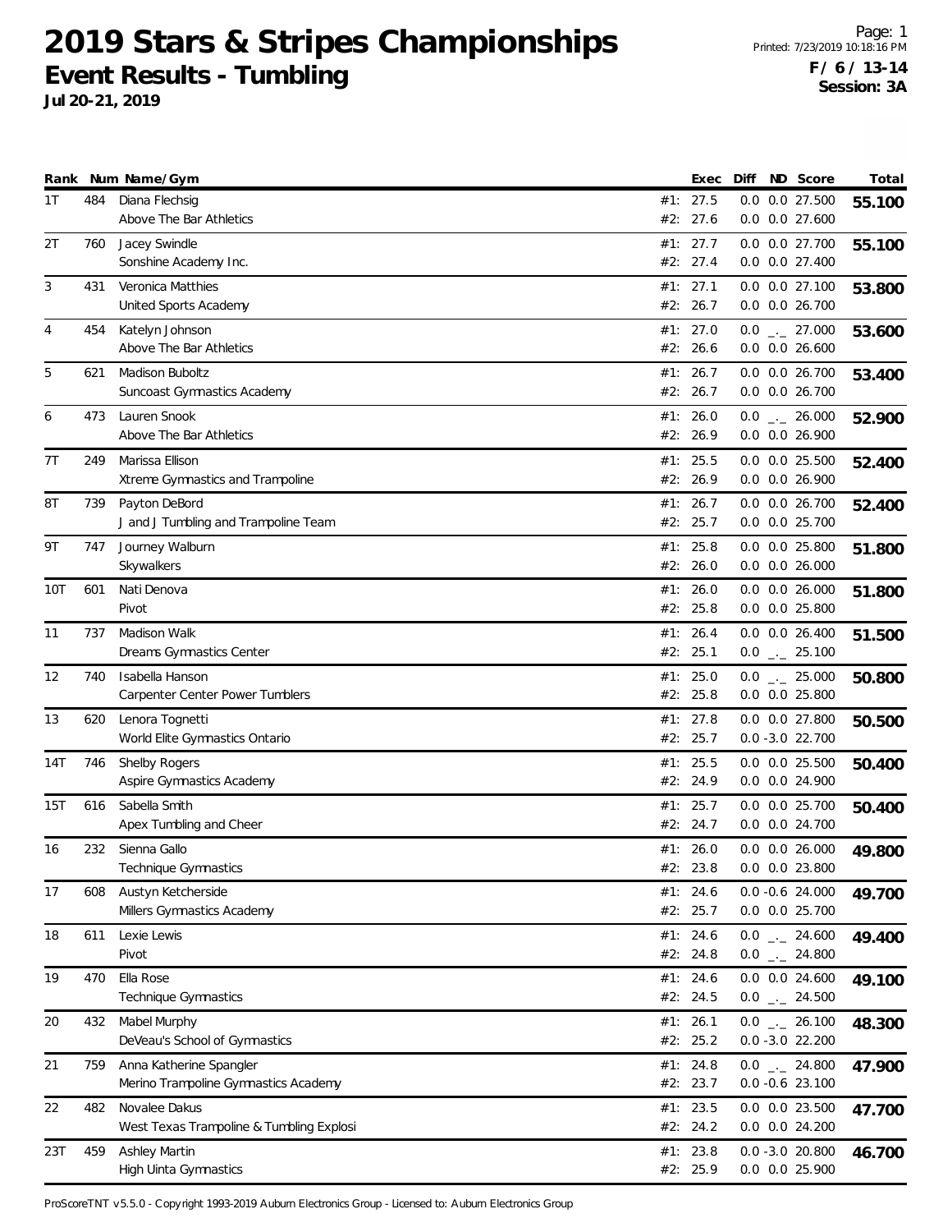# 2019 Stars & Stripes Championships

## Event Results - Tumbling

**Jul 20-21, 2019**

**F / 6 / 13-14**
**Session: 3A**

| Rank | Num | Name/Gym | | Exec | Diff | ND | Score | Total |
|---|---|---|---|---|---|---|---|---|
| 1T | 484 | Diana Flechsig | #1: | 27.5 | 0.0 | 0.0 | 27.500 | **55.100** |
| | | Above The Bar Athletics | #2: | 27.6 | 0.0 | 0.0 | 27.600 | |
| 2T | 760 | Jacey Swindle | #1: | 27.7 | 0.0 | 0.0 | 27.700 | **55.100** |
| | | Sonshine Academy Inc. | #2: | 27.4 | 0.0 | 0.0 | 27.400 | |
| 3 | 431 | Veronica Matthies | #1: | 27.1 | 0.0 | 0.0 | 27.100 | **53.800** |
| | | United Sports Academy | #2: | 26.7 | 0.0 | 0.0 | 26.700 | |
| 4 | 454 | Katelyn Johnson | #1: | 27.0 | 0.0 | _._ | 27.000 | **53.600** |
| | | Above The Bar Athletics | #2: | 26.6 | 0.0 | 0.0 | 26.600 | |
| 5 | 621 | Madison Buboltz | #1: | 26.7 | 0.0 | 0.0 | 26.700 | **53.400** |
| | | Suncoast Gymnastics Academy | #2: | 26.7 | 0.0 | 0.0 | 26.700 | |
| 6 | 473 | Lauren Snook | #1: | 26.0 | 0.0 | _._ | 26.000 | **52.900** |
| | | Above The Bar Athletics | #2: | 26.9 | 0.0 | 0.0 | 26.900 | |
| 7T | 249 | Marissa Ellison | #1: | 25.5 | 0.0 | 0.0 | 25.500 | **52.400** |
| | | Xtreme Gymnastics and Trampoline | #2: | 26.9 | 0.0 | 0.0 | 26.900 | |
| 8T | 739 | Payton DeBord | #1: | 26.7 | 0.0 | 0.0 | 26.700 | **52.400** |
| | | J and J Tumbling and Trampoline Team | #2: | 25.7 | 0.0 | 0.0 | 25.700 | |
| 9T | 747 | Journey Walburn | #1: | 25.8 | 0.0 | 0.0 | 25.800 | **51.800** |
| | | Skywalkers | #2: | 26.0 | 0.0 | 0.0 | 26.000 | |
| 10T | 601 | Nati Denova | #1: | 26.0 | 0.0 | 0.0 | 26.000 | **51.800** |
| | | Pivot | #2: | 25.8 | 0.0 | 0.0 | 25.800 | |
| 11 | 737 | Madison Walk | #1: | 26.4 | 0.0 | 0.0 | 26.400 | **51.500** |
| | | Dreams Gymnastics Center | #2: | 25.1 | 0.0 | _._ | 25.100 | |
| 12 | 740 | Isabella Hanson | #1: | 25.0 | 0.0 | _._ | 25.000 | **50.800** |
| | | Carpenter Center Power Tumblers | #2: | 25.8 | 0.0 | 0.0 | 25.800 | |
| 13 | 620 | Lenora Tognetti | #1: | 27.8 | 0.0 | 0.0 | 27.800 | **50.500** |
| | | World Elite Gymnastics Ontario | #2: | 25.7 | 0.0 | -3.0 | 22.700 | |
| 14T | 746 | Shelby Rogers | #1: | 25.5 | 0.0 | 0.0 | 25.500 | **50.400** |
| | | Aspire Gymnastics Academy | #2: | 24.9 | 0.0 | 0.0 | 24.900 | |
| 15T | 616 | Sabella Smith | #1: | 25.7 | 0.0 | 0.0 | 25.700 | **50.400** |
| | | Apex Tumbling and Cheer | #2: | 24.7 | 0.0 | 0.0 | 24.700 | |
| 16 | 232 | Sienna Gallo | #1: | 26.0 | 0.0 | 0.0 | 26.000 | **49.800** |
| | | Technique Gymnastics | #2: | 23.8 | 0.0 | 0.0 | 23.800 | |
| 17 | 608 | Austyn Ketcherside | #1: | 24.6 | 0.0 | -0.6 | 24.000 | **49.700** |
| | | Millers Gymnastics Academy | #2: | 25.7 | 0.0 | 0.0 | 25.700 | |
| 18 | 611 | Lexie Lewis | #1: | 24.6 | 0.0 | _._ | 24.600 | **49.400** |
| | | Pivot | #2: | 24.8 | 0.0 | _._ | 24.800 | |
| 19 | 470 | Ella Rose | #1: | 24.6 | 0.0 | 0.0 | 24.600 | **49.100** |
| | | Technique Gymnastics | #2: | 24.5 | 0.0 | _._ | 24.500 | |
| 20 | 432 | Mabel Murphy | #1: | 26.1 | 0.0 | _._ | 26.100 | **48.300** |
| | | DeVeau's School of Gymnastics | #2: | 25.2 | 0.0 | -3.0 | 22.200 | |
| 21 | 759 | Anna Katherine Spangler | #1: | 24.8 | 0.0 | _._ | 24.800 | **47.900** |
| | | Merino Trampoline Gymnastics Academy | #2: | 23.7 | 0.0 | -0.6 | 23.100 | |
| 22 | 482 | Novalee Dakus | #1: | 23.5 | 0.0 | 0.0 | 23.500 | **47.700** |
| | | West Texas Trampoline & Tumbling Explosi | #2: | 24.2 | 0.0 | 0.0 | 24.200 | |
| 23T | 459 | Ashley Martin | #1: | 23.8 | 0.0 | -3.0 | 20.800 | **46.700** |
| | | High Uinta Gymnastics | #2: | 25.9 | 0.0 | 0.0 | 25.900 | |

ProScoreTNT v5.5.0 - Copyright 1993-2019 Auburn Electronics Group - Licensed to: Auburn Electronics Group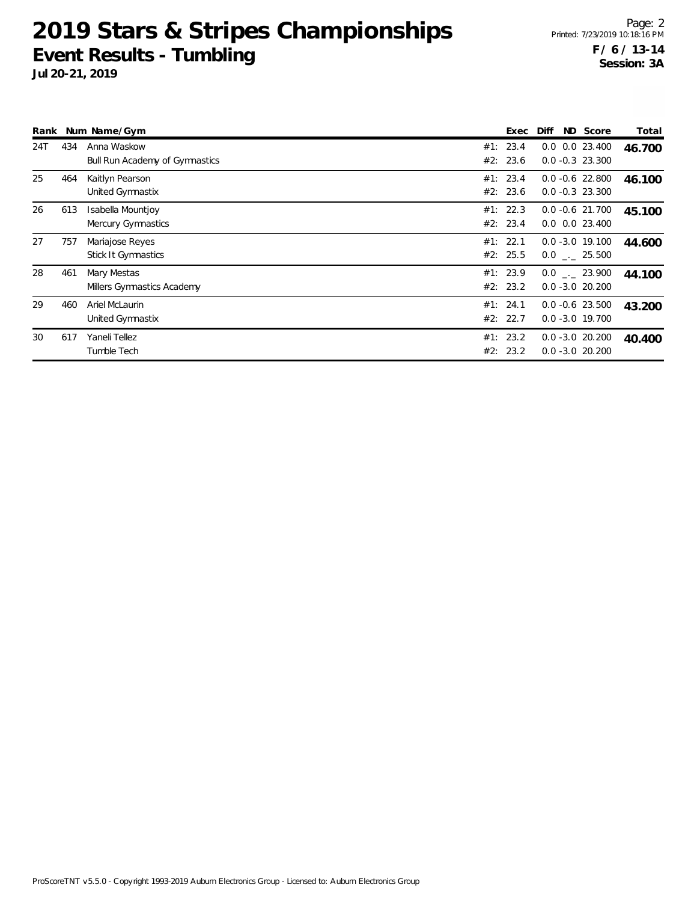# 2019 Stars & Stripes Championships

## Event Results - Tumbling

**Jul 20-21, 2019**

**F / 6 / 13-14**
**Session: 3A**

| Rank | Num | Name/Gym | | Exec | Diff | ND | Score | Total |
|---|---|---|---|---|---|---|---|---|
| 24T | 434 | Anna Waskow | #1: | 23.4 | 0.0 | 0.0 | 23.400 | **46.700** |
| | | Bull Run Academy of Gymnastics | #2: | 23.6 | 0.0 | -0.3 | 23.300 | |
| 25 | 464 | Kaitlyn Pearson | #1: | 23.4 | 0.0 | -0.6 | 22.800 | **46.100** |
| | | United Gymnastix | #2: | 23.6 | 0.0 | -0.3 | 23.300 | |
| 26 | 613 | Isabella Mountjoy | #1: | 22.3 | 0.0 | -0.6 | 21.700 | **45.100** |
| | | Mercury Gymnastics | #2: | 23.4 | 0.0 | 0.0 | 23.400 | |
| 27 | 757 | Mariajose Reyes | #1: | 22.1 | 0.0 | -3.0 | 19.100 | **44.600** |
| | | Stick It Gymnastics | #2: | 25.5 | 0.0 | _._ | 25.500 | |
| 28 | 461 | Mary Mestas | #1: | 23.9 | 0.0 | _._ | 23.900 | **44.100** |
| | | Millers Gymnastics Academy | #2: | 23.2 | 0.0 | -3.0 | 20.200 | |
| 29 | 460 | Ariel McLaurin | #1: | 24.1 | 0.0 | -0.6 | 23.500 | **43.200** |
| | | United Gymnastix | #2: | 22.7 | 0.0 | -3.0 | 19.700 | |
| 30 | 617 | Yaneli Tellez | #1: | 23.2 | 0.0 | -3.0 | 20.200 | **40.400** |
| | | Tumble Tech | #2: | 23.2 | 0.0 | -3.0 | 20.200 | |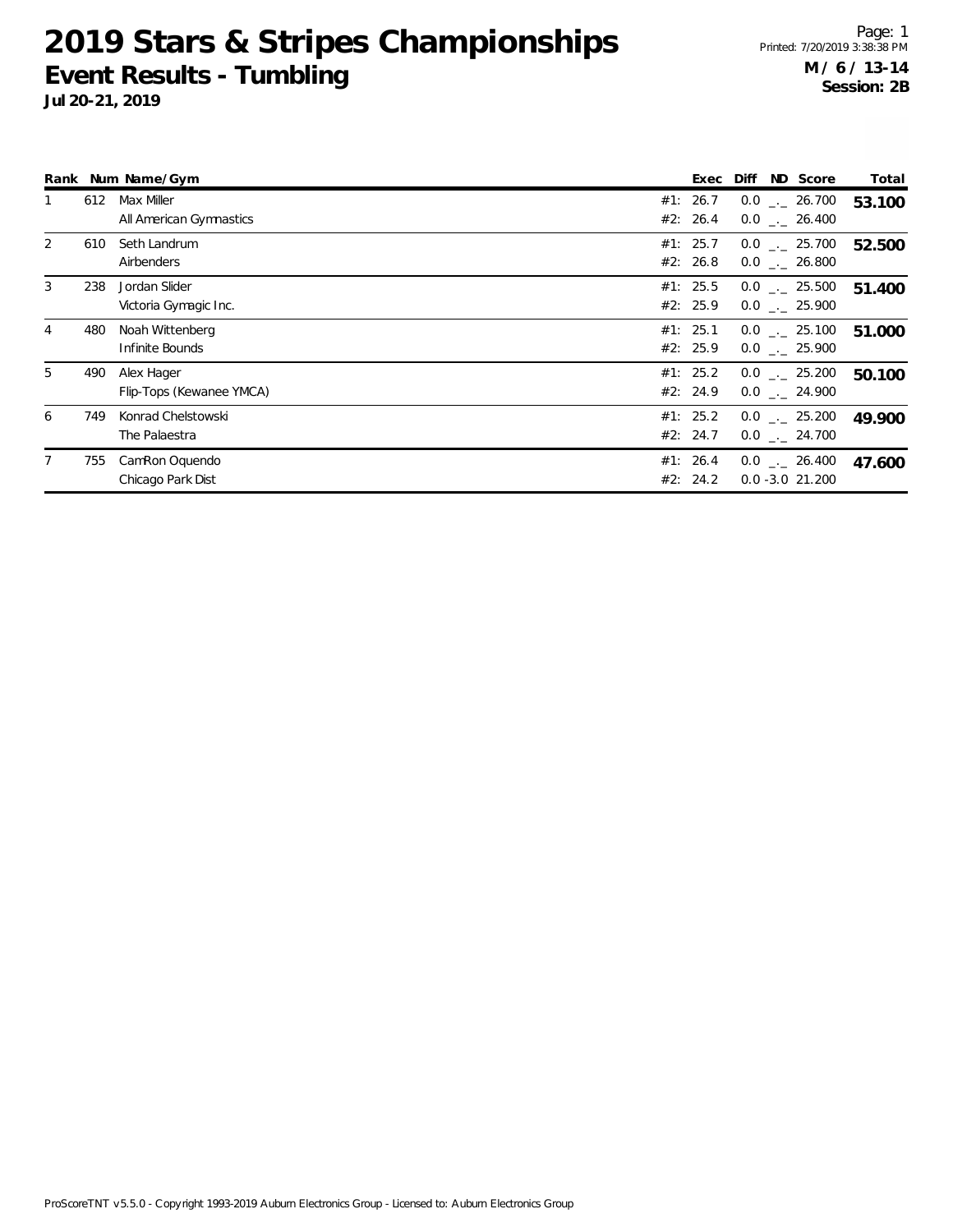# 2019 Stars & Stripes Championships

## Event Results - Tumbling

**Jul 20-21, 2019**

Page: 1
Printed: 7/20/2019 3:38:38 PM

**M / 6 / 13-14**
**Session: 2B**

| Rank | Num | Name/Gym | Exec | Diff | ND | Score | Total |
|---|---|---|---|---|---|---|---|
| 1 | 612 | Max Miller | #1: 26.7 | 0.0 | _._ | 26.700 | **53.100** |
| | | All American Gymnastics | #2: 26.4 | 0.0 | _._ | 26.400 | |
| 2 | 610 | Seth Landrum | #1: 25.7 | 0.0 | _._ | 25.700 | **52.500** |
| | | Airbenders | #2: 26.8 | 0.0 | _._ | 26.800 | |
| 3 | 238 | Jordan Slider | #1: 25.5 | 0.0 | _._ | 25.500 | **51.400** |
| | | Victoria Gymagic Inc. | #2: 25.9 | 0.0 | _._ | 25.900 | |
| 4 | 480 | Noah Wittenberg | #1: 25.1 | 0.0 | _._ | 25.100 | **51.000** |
| | | Infinite Bounds | #2: 25.9 | 0.0 | _._ | 25.900 | |
| 5 | 490 | Alex Hager | #1: 25.2 | 0.0 | _._ | 25.200 | **50.100** |
| | | Flip-Tops (Kewanee YMCA) | #2: 24.9 | 0.0 | _._ | 24.900 | |
| 6 | 749 | Konrad Chelstowski | #1: 25.2 | 0.0 | _._ | 25.200 | **49.900** |
| | | The Palaestra | #2: 24.7 | 0.0 | _._ | 24.700 | |
| 7 | 755 | CamRon Oquendo | #1: 26.4 | 0.0 | _._ | 26.400 | **47.600** |
| | | Chicago Park Dist | #2: 24.2 | 0.0 | -3.0 | 21.200 | |

ProScoreTNT v5.5.0 - Copyright 1993-2019 Auburn Electronics Group - Licensed to: Auburn Electronics Group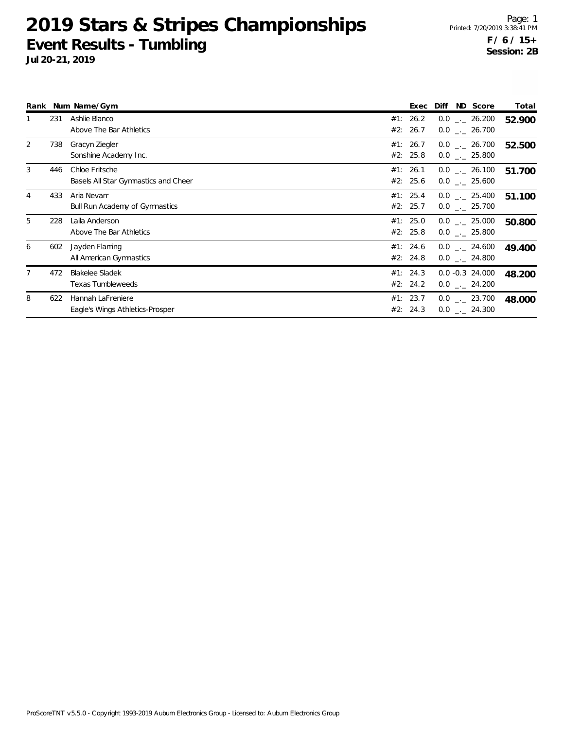# 2019 Stars & Stripes Championships

## Event Results - Tumbling

**Jul 20-21, 2019**

Printed: 7/20/2019 3:38:41 PM

**F / 6 / 15+**
**Session: 2B**

| Rank | Num | Name/Gym | | Exec | Diff | ND | Score | Total |
|---|---|---|---|---|---|---|---|---|
| 1 | 231 | Ashlie Blanco | #1: | 26.2 | 0.0 | _._ | 26.200 | **52.900** |
| | | Above The Bar Athletics | #2: | 26.7 | 0.0 | _._ | 26.700 | |
| 2 | 738 | Gracyn Ziegler | #1: | 26.7 | 0.0 | _._ | 26.700 | **52.500** |
| | | Sonshine Academy Inc. | #2: | 25.8 | 0.0 | _._ | 25.800 | |
| 3 | 446 | Chloe Fritsche | #1: | 26.1 | 0.0 | _._ | 26.100 | **51.700** |
| | | Basels All Star Gymnastics and Cheer | #2: | 25.6 | 0.0 | _._ | 25.600 | |
| 4 | 433 | Aria Nevarr | #1: | 25.4 | 0.0 | _._ | 25.400 | **51.100** |
| | | Bull Run Academy of Gymnastics | #2: | 25.7 | 0.0 | _._ | 25.700 | |
| 5 | 228 | Laila Anderson | #1: | 25.0 | 0.0 | _._ | 25.000 | **50.800** |
| | | Above The Bar Athletics | #2: | 25.8 | 0.0 | _._ | 25.800 | |
| 6 | 602 | Jayden Flaming | #1: | 24.6 | 0.0 | _._ | 24.600 | **49.400** |
| | | All American Gymnastics | #2: | 24.8 | 0.0 | _._ | 24.800 | |
| 7 | 472 | Blakelee Sladek | #1: | 24.3 | 0.0 | -0.3 | 24.000 | **48.200** |
| | | Texas Tumbleweeds | #2: | 24.2 | 0.0 | _._ | 24.200 | |
| 8 | 622 | Hannah LaFreniere | #1: | 23.7 | 0.0 | _._ | 23.700 | **48.000** |
| | | Eagle's Wings Athletics-Prosper | #2: | 24.3 | 0.0 | _._ | 24.300 | |

ProScoreTNT v5.5.0 - Copyright 1993-2019 Auburn Electronics Group - Licensed to: Auburn Electronics Group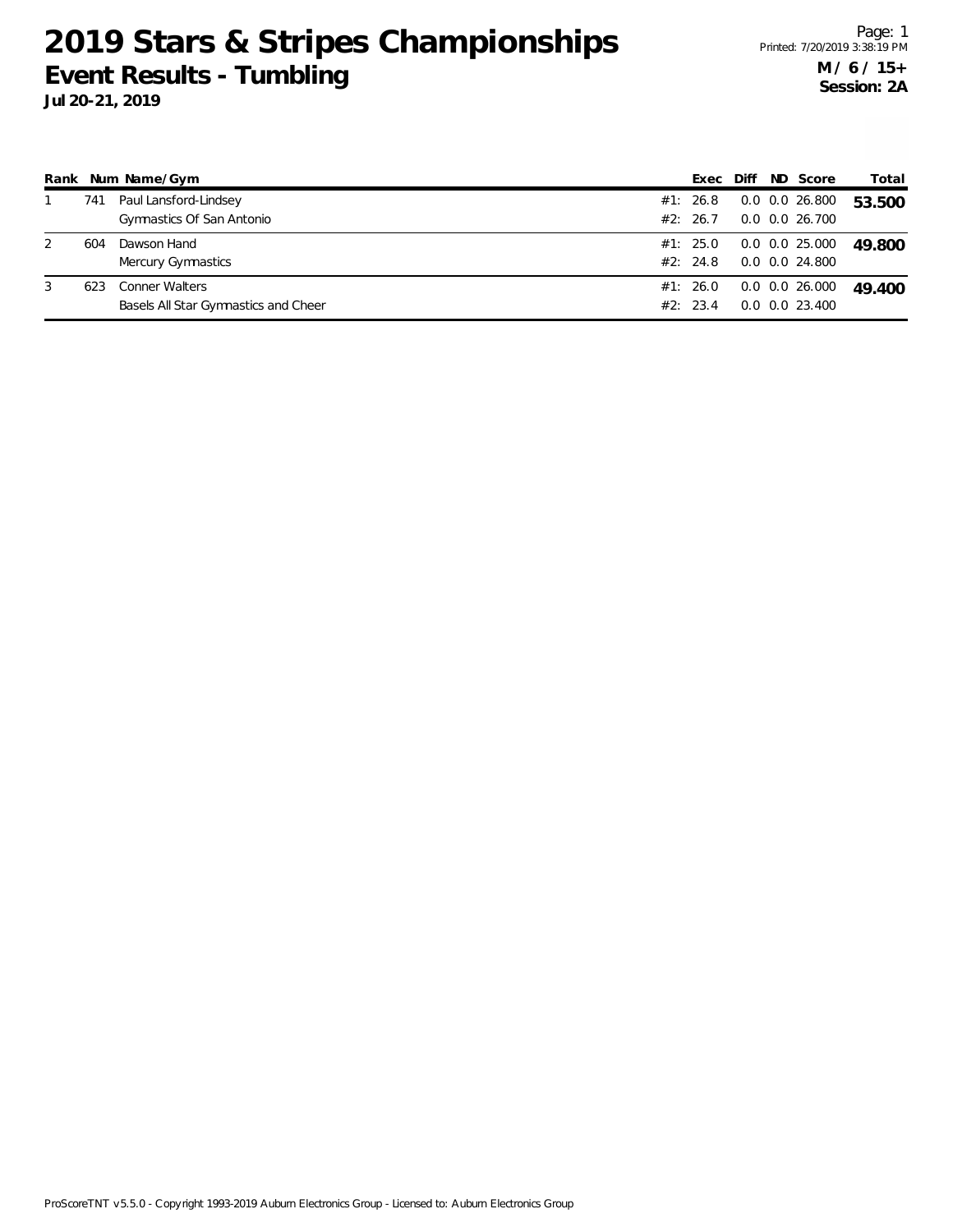# 2019 Stars & Stripes Championships

## Event Results - Tumbling

**Jul 20-21, 2019**

Printed: 7/20/2019 3:38:19 PM

**M / 6 / 15+**
**Session: 2A**

| Rank | Num | Name/Gym | | Exec | Diff | ND | Score | Total |
|---|---|---|---|---|---|---|---|---|
| 1 | 741 | Paul Lansford-Lindsey | #1: | 26.8 | 0.0 | 0.0 | 26.800 | **53.500** |
| | | Gymnastics Of San Antonio | #2: | 26.7 | 0.0 | 0.0 | 26.700 | |
| 2 | 604 | Dawson Hand | #1: | 25.0 | 0.0 | 0.0 | 25.000 | **49.800** |
| | | Mercury Gymnastics | #2: | 24.8 | 0.0 | 0.0 | 24.800 | |
| 3 | 623 | Conner Walters | #1: | 26.0 | 0.0 | 0.0 | 26.000 | **49.400** |
| | | Basels All Star Gymnastics and Cheer | #2: | 23.4 | 0.0 | 0.0 | 23.400 | |

ProScoreTNT v5.5.0 - Copyright 1993-2019 Auburn Electronics Group - Licensed to: Auburn Electronics Group